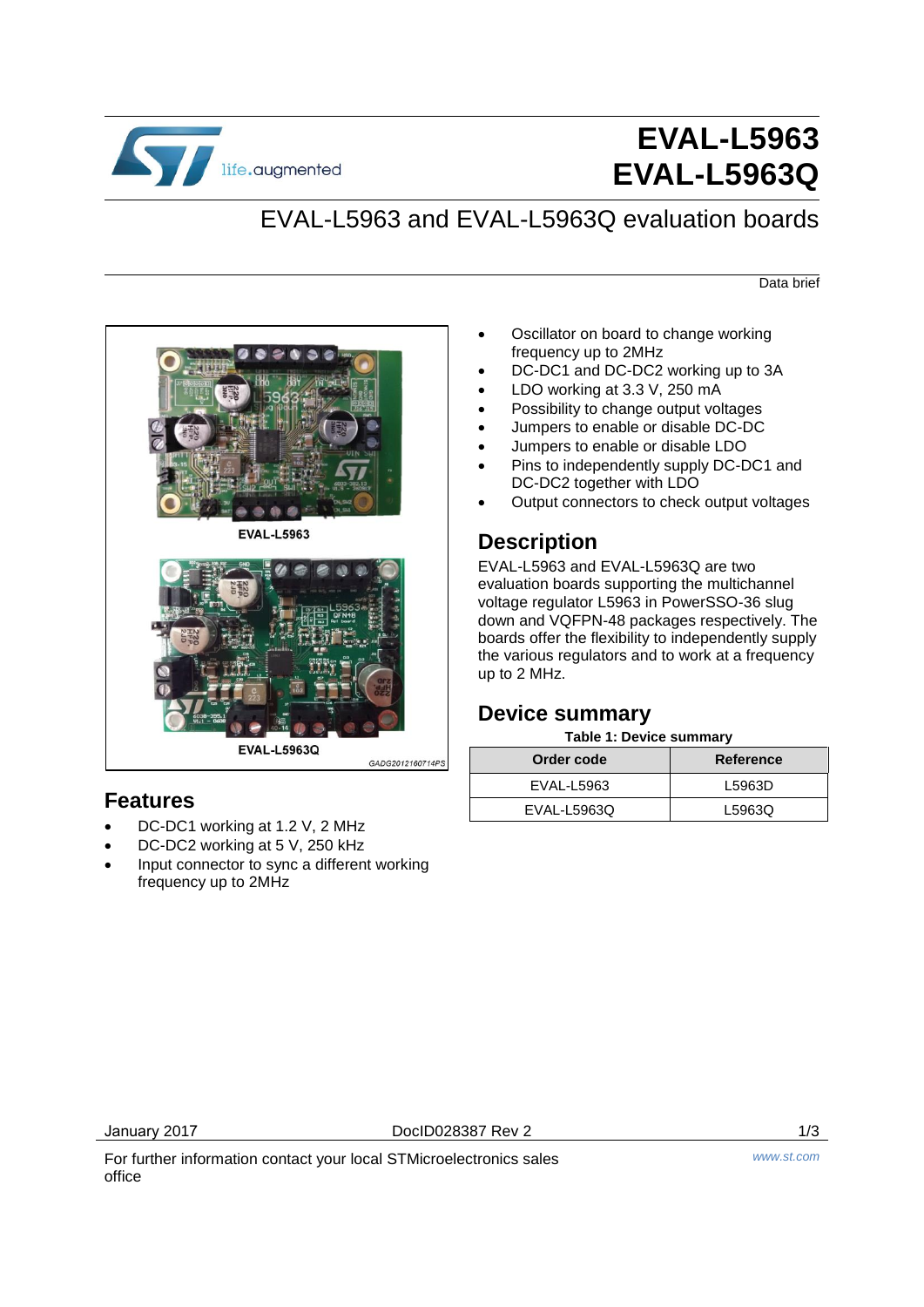# EVAL-L5963
# EVAL-L5963Q

## EVAL-L5963 and EVAL-L5963Q evaluation boards

Data brief

EVAL-L5963

EVAL-L5963Q

## Features

- DC-DC1 working at 1.2 V, 2 MHz
- DC-DC2 working at 5 V, 250 kHz
- Input connector to sync a different working frequency up to 2MHz
- Oscillator on board to change working frequency up to 2MHz
- DC-DC1 and DC-DC2 working up to 3A
- LDO working at 3.3 V, 250 mA
- Possibility to change output voltages
- Jumpers to enable or disable DC-DC
- Jumpers to enable or disable LDO
- Pins to independently supply DC-DC1 and DC-DC2 together with LDO
- Output connectors to check output voltages

## Description

EVAL-L5963 and EVAL-L5963Q are two evaluation boards supporting the multichannel voltage regulator L5963 in PowerSSO-36 slug down and VQFPN-48 packages respectively. The boards offer the flexibility to independently supply the various regulators and to work at a frequency up to 2 MHz.

## Device summary

**Table 1: Device summary**

| Order code | Reference |
|---|---|
| EVAL-L5963 | L5963D |
| EVAL-L5963Q | L5963Q |

January 2017 DocID028387 Rev 2

For further information contact your local STMicroelectronics sales office

www.st.com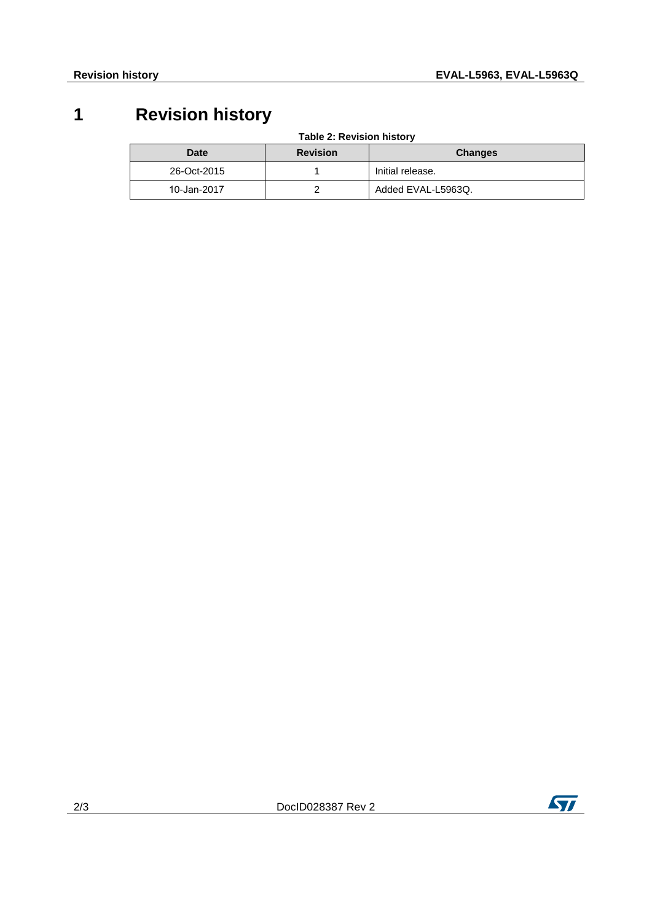# 1 Revision history

**Table 2: Revision history**

| Date | Revision | Changes |
|---|---|---|
| 26-Oct-2015 | 1 | Initial release. |
| 10-Jan-2017 | 2 | Added EVAL-L5963Q. |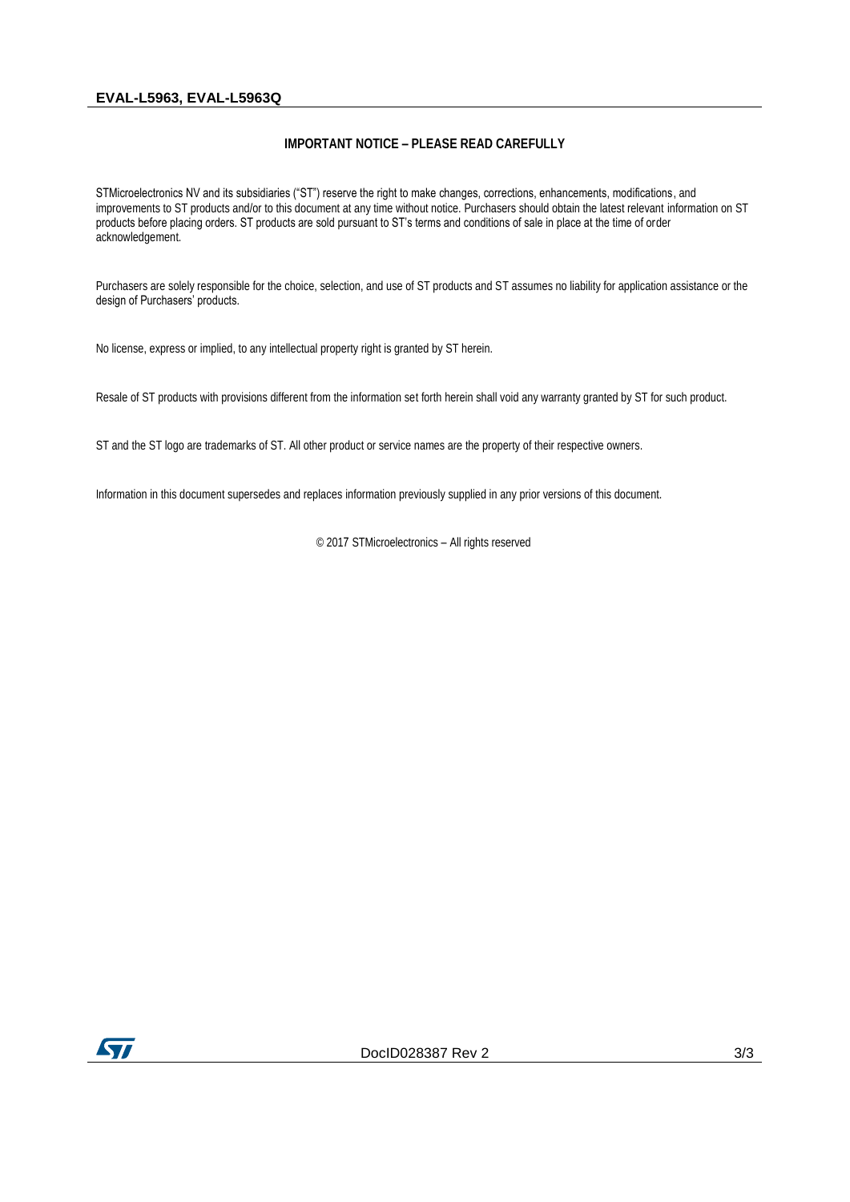**IMPORTANT NOTICE – PLEASE READ CAREFULLY**

STMicroelectronics NV and its subsidiaries ("ST") reserve the right to make changes, corrections, enhancements, modifications, and improvements to ST products and/or to this document at any time without notice. Purchasers should obtain the latest relevant information on ST products before placing orders. ST products are sold pursuant to ST's terms and conditions of sale in place at the time of order acknowledgement.

Purchasers are solely responsible for the choice, selection, and use of ST products and ST assumes no liability for application assistance or the design of Purchasers' products.

No license, express or implied, to any intellectual property right is granted by ST herein.

Resale of ST products with provisions different from the information set forth herein shall void any warranty granted by ST for such product.

ST and the ST logo are trademarks of ST. All other product or service names are the property of their respective owners.

Information in this document supersedes and replaces information previously supplied in any prior versions of this document.

© 2017 STMicroelectronics – All rights reserved